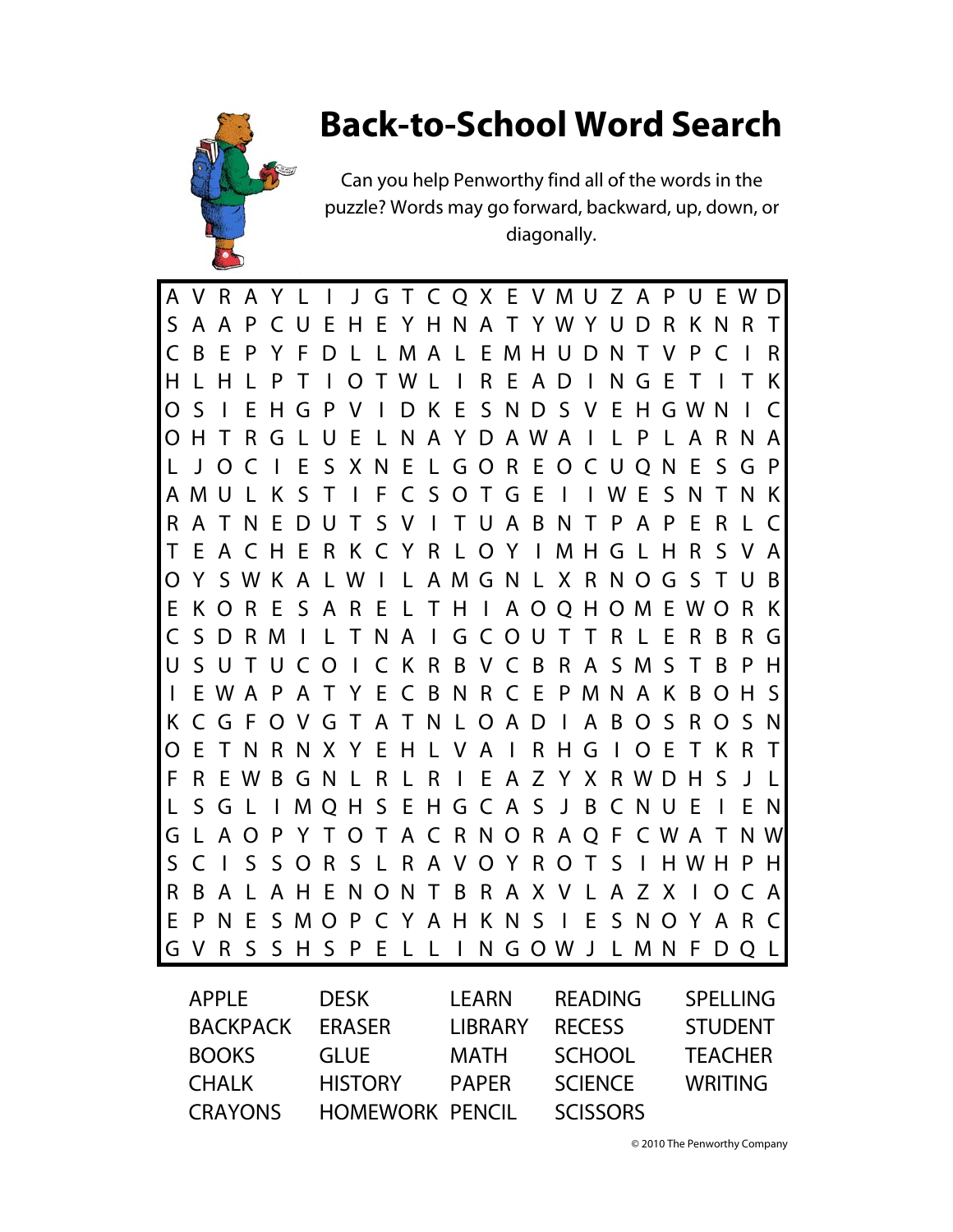# Back-to-School Word Search

Can you help Penworthy find all of the words in the puzzle? Words may go forward, backward, up, down, or diagonally.

```
A V R A Y L I J G T C Q X E V M U Z A P U E W D
S A A P C U E H E Y H N A T Y W Y U D R K N R T
C B E P Y F D L L M A L E M H U D N T V P C I R
H L H L P T I O T W L I R E A D I N G E T I T K
O S I E H G P V I D K E S N D S V E H G W N I C
O H T R G L U E L N A Y D A W A I L P L A R N A
L J O C I E S X N E L G O R E O C U Q N E S G P
A M U L K S T I F C S O T G E I I W E S N T N K
R A T N E D U T S V I T U A B N T P A P E R L C
T E A C H E R K C Y R L O Y I M H G L H R S V A
O Y S W K A L W I L A M G N L X R N O G S T U B
E K O R E S A R E L T H I A O Q H O M E W O R K
C S D R M I L T N A I G C O U T T R L E R B R G
U S U T U C O I C K R B V C B R A S M S T B P H
I E W A P A T Y E C B N R C E P M N A K B O H S
K C G F O V G T A T N L O A D I A B O S R O S N
O E T N R N X Y E H L V A I R H G I O E T K R T
F R E W B G N L R L R I E A Z Y X R W D H S J L
L S G L I M Q H S E H G C A S J B C N U E I E N
G L A O P Y T O T A C R N O R A Q F C W A T N W
S C I S S O R S L R A V O Y R O T S I H W H P H
R B A L A H E N O N T B R A X V L A Z X I O C A
E P N E S M O P C Y A H K N S I E S N O Y A R C
G V R S S H S P E L L I N G O W J L M N F D Q L
```

| | | | | |
|---|---|---|---|---|
| APPLE | DESK | LEARN | READING | SPELLING |
| BACKPACK | ERASER | LIBRARY | RECESS | STUDENT |
| BOOKS | GLUE | MATH | SCHOOL | TEACHER |
| CHALK | HISTORY | PAPER | SCIENCE | WRITING |
| CRAYONS | HOMEWORK | PENCIL | SCISSORS | |

© 2010 The Penworthy Company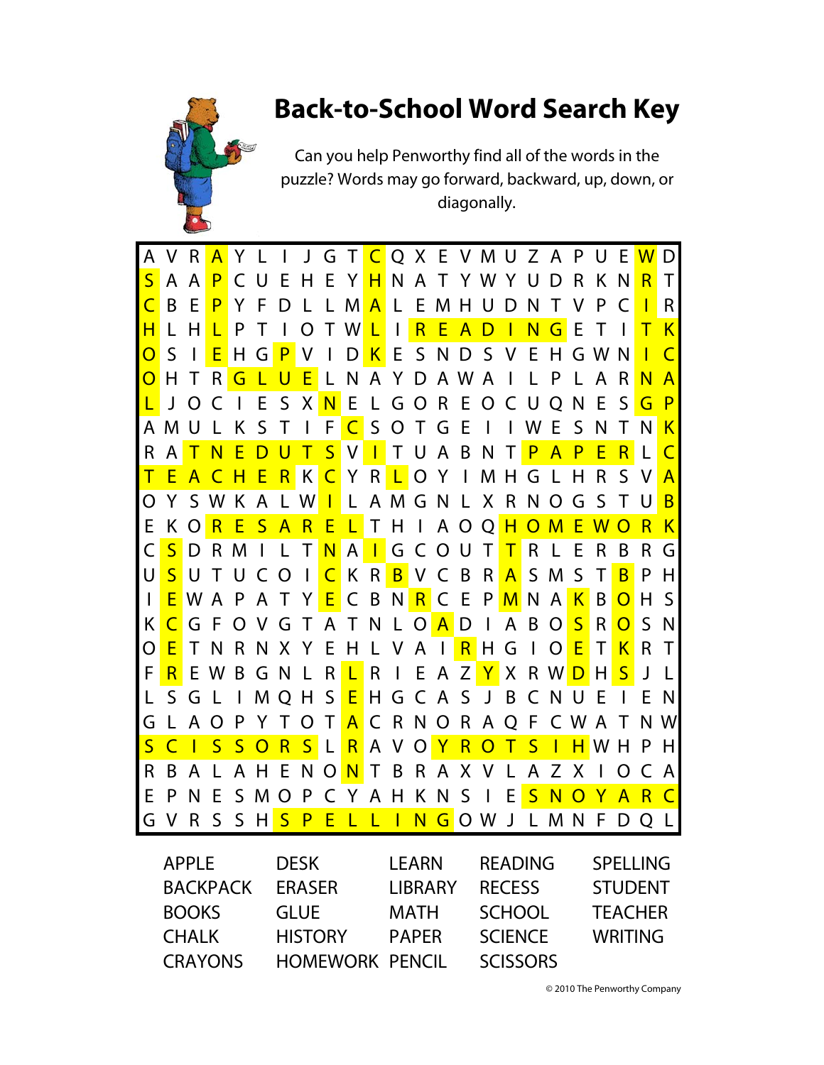# Back-to-School Word Search Key

Can you help Penworthy find all of the words in the puzzle? Words may go forward, backward, up, down, or diagonally.

| | | | | | | | | | | | | | | | | | | | | | | | | | |
|---|---|---|---|---|---|---|---|---|---|---|---|---|---|---|---|---|---|---|---|---|---|---|---|---|---|
| A | V | R | A | Y | L | I | J | G | T | C | Q | X | E | V | M | U | Z | A | P | U | E | W | D |
| S | A | A | P | C | U | E | H | E | Y | H | N | A | T | Y | W | Y | U | D | R | K | N | R | T |
| C | B | E | P | Y | F | D | L | L | M | A | L | E | M | H | U | D | N | T | V | P | C | I | R |
| H | L | H | L | P | T | I | O | T | W | L | I | R | E | A | D | I | N | G | E | T | I | T | K |
| O | S | I | E | H | G | P | V | I | D | K | E | S | N | D | S | V | E | H | G | W | N | I | C |
| O | H | T | R | G | L | U | E | L | N | A | Y | D | A | W | A | I | L | P | L | A | R | N | A |
| L | J | O | C | I | E | S | X | N | E | L | G | O | R | E | O | C | U | Q | N | E | S | G | P |
| A | M | U | L | K | S | T | I | F | C | S | O | T | G | E | I | I | W | E | S | N | T | N | K |
| R | A | T | N | E | D | U | T | S | V | I | T | U | A | B | N | T | P | A | P | E | R | L | C |
| T | E | A | C | H | E | R | K | C | Y | R | L | O | Y | I | M | H | G | L | H | R | S | V | A |
| O | Y | S | W | K | A | L | W | I | L | A | M | G | N | L | X | R | N | O | G | S | T | U | B |
| E | K | O | R | E | S | A | R | E | L | T | H | I | A | O | Q | H | O | M | E | W | O | R | K |
| C | S | D | R | M | I | L | T | N | A | I | G | C | O | U | T | T | R | L | E | R | B | R | G |
| U | S | U | T | U | C | O | I | C | K | R | B | V | C | B | R | A | S | M | S | T | B | P | H |
| I | E | W | A | P | A | T | Y | E | C | B | N | R | C | E | P | M | N | A | K | B | O | H | S |
| K | C | G | F | O | V | G | T | A | T | N | L | O | A | D | I | A | B | O | S | R | O | S | N |
| O | E | T | N | R | N | X | Y | E | H | L | V | A | I | R | H | G | I | O | E | T | K | R | T |
| F | R | E | W | B | G | N | L | R | L | R | I | E | A | Z | Y | X | R | W | D | H | S | J | L |
| L | S | G | L | I | M | Q | H | S | E | H | G | C | A | S | J | B | C | N | U | E | I | E | N |
| G | L | A | O | P | Y | T | O | T | A | C | R | N | O | R | A | Q | F | C | W | A | T | N | W |
| S | C | I | S | S | O | R | S | L | R | A | V | O | Y | R | O | T | S | I | H | W | H | P | H |
| R | B | A | L | A | H | E | N | O | N | T | B | R | A | X | V | L | A | Z | X | I | O | C | A |
| E | P | N | E | S | M | O | P | C | Y | A | H | K | N | S | I | E | S | N | O | Y | A | R | C |
| G | V | R | S | S | H | S | P | E | L | L | I | N | G | O | W | J | L | M | N | F | D | Q | L |

| | | | | |
|---|---|---|---|---|
| APPLE | DESK | LEARN | READING | SPELLING |
| BACKPACK | ERASER | LIBRARY | RECESS | STUDENT |
| BOOKS | GLUE | MATH | SCHOOL | TEACHER |
| CHALK | HISTORY | PAPER | SCIENCE | WRITING |
| CRAYONS | HOMEWORK | PENCIL | SCISSORS | |

© 2010 The Penworthy Company